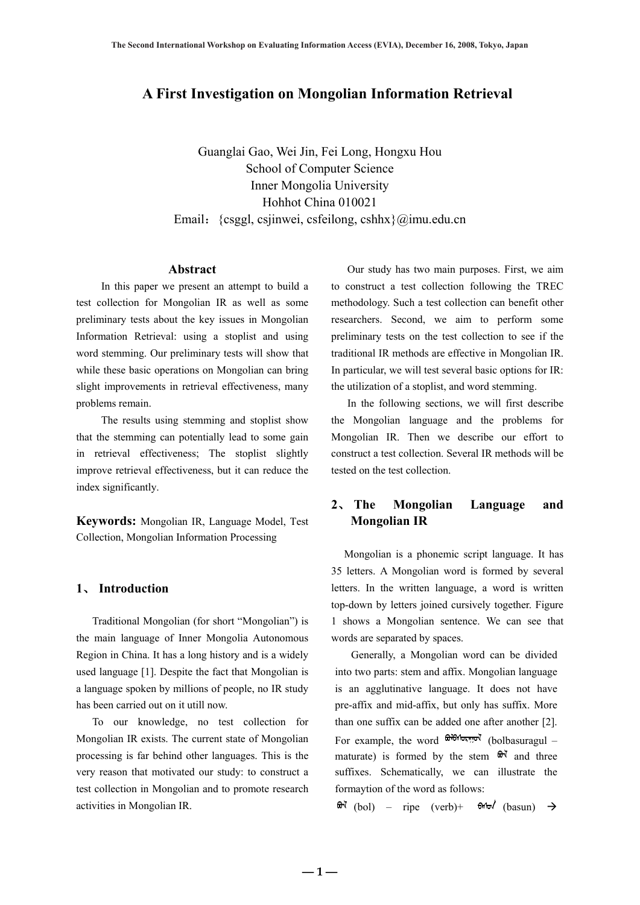# A First Investigation on Mongolian Information Retrieval

Guanglai Gao, Wei Jin, Fei Long, Hongxu Hou
School of Computer Science
Inner Mongolia University
Hohhot China 010021
Email：{csggl, csjinwei, csfeilong, cshhx}@imu.edu.cn

## Abstract

In this paper we present an attempt to build a test collection for Mongolian IR as well as some preliminary tests about the key issues in Mongolian Information Retrieval: using a stoplist and using word stemming. Our preliminary tests will show that while these basic operations on Mongolian can bring slight improvements in retrieval effectiveness, many problems remain.

The results using stemming and stoplist show that the stemming can potentially lead to some gain in retrieval effectiveness; The stoplist slightly improve retrieval effectiveness, but it can reduce the index significantly.

**Keywords:** Mongolian IR, Language Model, Test Collection, Mongolian Information Processing

## 1、 Introduction

Traditional Mongolian (for short "Mongolian") is the main language of Inner Mongolia Autonomous Region in China. It has a long history and is a widely used language [1]. Despite the fact that Mongolian is a language spoken by millions of people, no IR study has been carried out on it utill now.

To our knowledge, no test collection for Mongolian IR exists. The current state of Mongolian processing is far behind other languages. This is the very reason that motivated our study: to construct a test collection in Mongolian and to promote research activities in Mongolian IR.

Our study has two main purposes. First, we aim to construct a test collection following the TREC methodology. Such a test collection can benefit other researchers. Second, we aim to perform some preliminary tests on the test collection to see if the traditional IR methods are effective in Mongolian IR. In particular, we will test several basic options for IR: the utilization of a stoplist, and word stemming.

In the following sections, we will first describe the Mongolian language and the problems for Mongolian IR. Then we describe our effort to construct a test collection. Several IR methods will be tested on the test collection.

## 2、 The Mongolian Language and Mongolian IR

Mongolian is a phonemic script language. It has 35 letters. A Mongolian word is formed by several letters. In the written language, a word is written top-down by letters joined cursively together. Figure 1 shows a Mongolian sentence. We can see that words are separated by spaces.

Generally, a Mongolian word can be divided into two parts: stem and affix. Mongolian language is an agglutinative language. It does not have pre-affix and mid-affix, but only has suffix. More than one suffix can be added one after another [2]. For example, the word ᠪᠣᠯᠪᠠᠰᠤᠷᠠᠭᠤᠯ (bolbasuragul – maturate) is formed by the stem ᠪᠣᠯ and three suffixes. Schematically, we can illustrate the formaytion of the word as follows:

ᠪᠣᠯ (bol) – ripe (verb)+ ᠪᠠᠰᠤᠨ (basun) →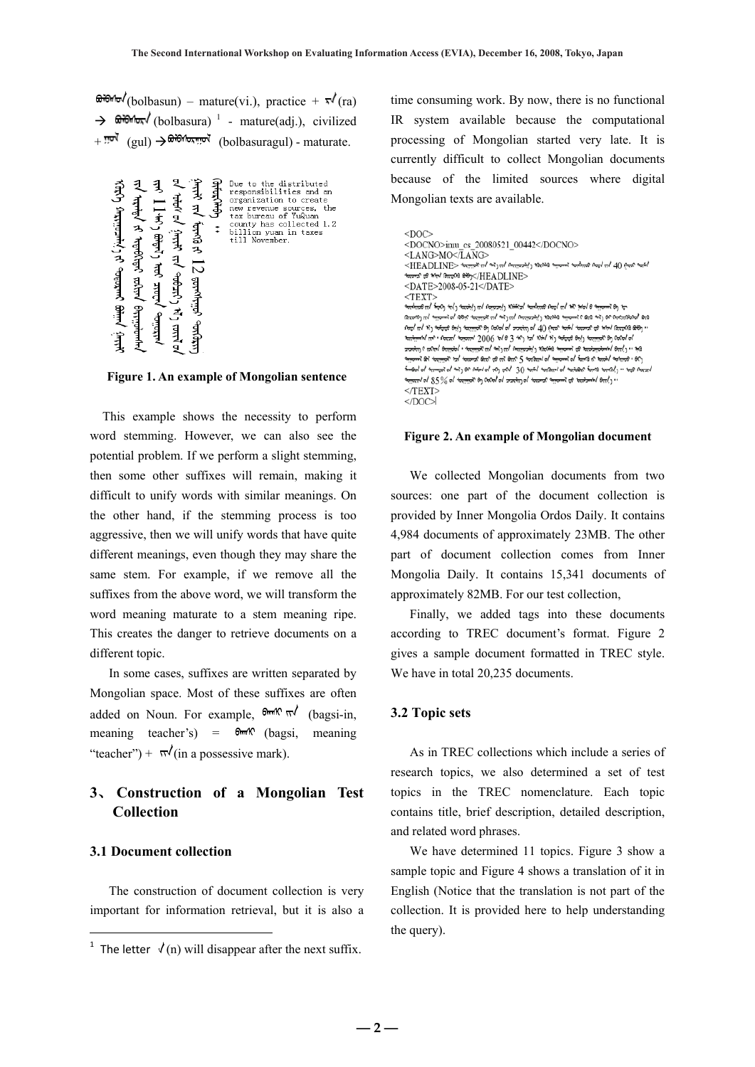ᠪᠣᠯᠪᠠᠰᠤᠨ(bolbasun) – mature(vi.), practice + ᠷᠠ(ra) → ᠪᠣᠯᠪᠠᠰᠤᠷᠠ (bolbasura) [1] - mature(adj.), civilized + ᠭᠤᠯ (gul) → ᠪᠣᠯᠪᠠᠰᠤᠷᠠᠭᠤᠯ (bolbasuragul) - maturate.

Due to the distributed responsibilities and an organization to create new revenue sources, the tax bureau of YuQuan county has collected 1.2 billion yuan in taxes till November.

**Figure 1. An example of Mongolian sentence**

This example shows the necessity to perform word stemming. However, we can also see the potential problem. If we perform a slight stemming, then some other suffixes will remain, making it difficult to unify words with similar meanings. On the other hand, if the stemming process is too aggressive, then we will unify words that have quite different meanings, even though they may share the same stem. For example, if we remove all the suffixes from the above word, we will transform the word meaning maturate to a stem meaning ripe. This creates the danger to retrieve documents on a different topic.

In some cases, suffixes are written separated by Mongolian space. Most of these suffixes are often added on Noun. For example, ᠪᠠᠭᠰᠢ ᠢᠨ (bagsi-in, meaning teacher's) = ᠪᠠᠭᠰᠢ (bagsi, meaning "teacher") + ᠢᠨ(in a possessive mark).

## 3、Construction of a Mongolian Test Collection

### 3.1 Document collection

The construction of document collection is very important for information retrieval, but it is also a time consuming work. By now, there is no functional IR system available because the computational processing of Mongolian started very late. It is currently difficult to collect Mongolian documents because of the limited sources where digital Mongolian texts are available.

```
<DOC>
<DOCNO>imu_cs_20080521_00442</DOCNO>
<LANG>MO</LANG>
<HEADLINE>[Mongolian text] 40 [Mongolian text]</HEADLINE>
<DATE>2008-05-21</DATE>
<TEXT>
[Mongolian text] 40 [Mongolian text] 2006 [Mongolian text] 3 [Mongolian text] 5 [Mongolian text] 30 [Mongolian text] 85% [Mongolian text]
</TEXT>
</DOC>
```

**Figure 2. An example of Mongolian document**

We collected Mongolian documents from two sources: one part of the document collection is provided by Inner Mongolia Ordos Daily. It contains 4,984 documents of approximately 23MB. The other part of document collection comes from Inner Mongolia Daily. It contains 15,341 documents of approximately 82MB. For our test collection,

Finally, we added tags into these documents according to TREC document's format. Figure 2 gives a sample document formatted in TREC style. We have in total 20,235 documents.

### 3.2 Topic sets

As in TREC collections which include a series of research topics, we also determined a set of test topics in the TREC nomenclature. Each topic contains title, brief description, detailed description, and related word phrases.

We have determined 11 topics. Figure 3 show a sample topic and Figure 4 shows a translation of it in English (Notice that the translation is not part of the collection. It is provided here to help understanding the query).

[1] The letter ᠨ(n) will disappear after the next suffix.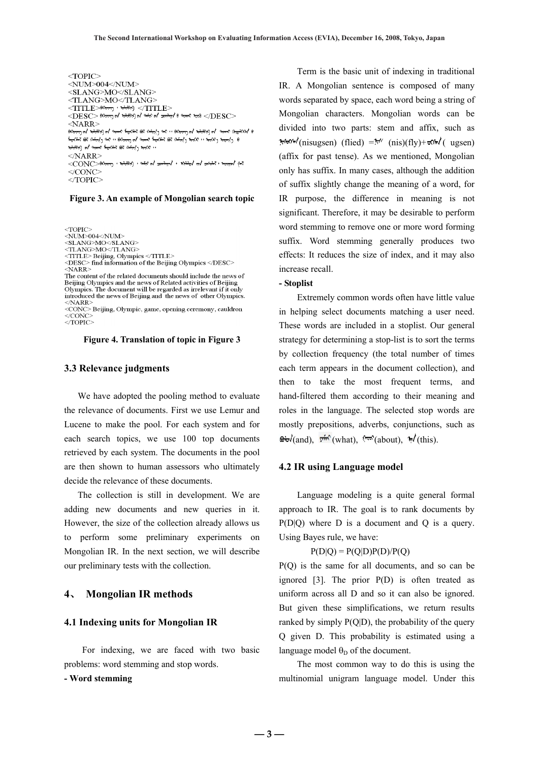```
<TOPIC>
<NUM>004</NUM>
<SLANG>MO</SLANG>
<TLANG>MO</TLANG>
<TITLE>ᠪᠡᠭᠵᠢᠩ ᠂ ᠣᠯᠢᠮᠫᠢᠺ </TITLE>
<DESC> ᠪᠡᠭᠵᠢᠩ ᠤᠨ ᠣᠯᠢᠮᠫᠢᠺ ᠤᠨ ᠲᠤᠬᠠᠢ ᠮᠡᠳᠡᠭᠡ ᠶᠢ ᠡᠷᠢᠬᠦ </DESC>
<NARR>
ᠪᠡᠭᠵᠢᠩ ᠤᠨ ᠣᠯᠢᠮᠫᠢᠺ ᠤᠨ ᠲᠤᠬᠠᠢ ... 
</NARR>
<CONC>ᠪᠡᠭᠵᠢᠩ ᠂ ᠣᠯᠢᠮᠫᠢᠺ ᠂ ... 
</CONC>
</TOPIC>
```

**Figure 3. An example of Mongolian search topic**

```
<TOPIC>
<NUM>004</NUM>
<SLANG>MO</SLANG>
<TLANG>MO</TLANG>
<TITLE> Beijing, Olympics </TITLE>
<DESC> find information of the Beijing Olympics </DESC>
<NARR>
The content of the related documents should include the news of
Beijing Olympics and the news of Related activities of Beijing
Olympics. The document will be regarded as irrelevant if it only
introduced the news of Beijing and the news of other Olympics.
</NARR>
<CONC> Beijing, Olympic, game, opening ceremony, cauldron
</CONC>
</TOPIC>
```

**Figure 4. Translation of topic in Figure 3**

### 3.3 Relevance judgments

We have adopted the pooling method to evaluate the relevance of documents. First we use Lemur and Lucene to make the pool. For each system and for each search topics, we use 100 top documents retrieved by each system. The documents in the pool are then shown to human assessors who ultimately decide the relevance of these documents.

The collection is still in development. We are adding new documents and new queries in it. However, the size of the collection already allows us to perform some preliminary experiments on Mongolian IR. In the next section, we will describe our preliminary tests with the collection.

## 4、 Mongolian IR methods

### 4.1 Indexing units for Mongolian IR

For indexing, we are faced with two basic problems: word stemming and stop words.

**- Word stemming**

Term is the basic unit of indexing in traditional IR. A Mongolian sentence is composed of many words separated by space, each word being a string of Mongolian characters. Mongolian words can be divided into two parts: stem and affix, such as ᠨᠢᠰᠤᠭᠰᠠᠨ(nisugsen) (flied) =ᠨᠢᠰ (nis)(fly)+ᠤᠭᠰᠠᠨ( ugsen) (affix for past tense). As we mentioned, Mongolian only has suffix. In many cases, although the addition of suffix slightly change the meaning of a word, for IR purpose, the difference in meaning is not significant. Therefore, it may be desirable to perform word stemming to remove one or more word forming suffix. Word stemming generally produces two effects: It reduces the size of index, and it may also increase recall.

**- Stoplist**

Extremely common words often have little value in helping select documents matching a user need. These words are included in a stoplist. Our general strategy for determining a stop-list is to sort the terms by collection frequency (the total number of times each term appears in the document collection), and then to take the most frequent terms, and hand-filtered them according to their meaning and roles in the language. The selected stop words are mostly prepositions, adverbs, conjunctions, such as ᠪᠤᠯᠤᠨ(and), ᠶᠠᠭᠤ(what), ᠲᠤᠬᠠᠢ(about), ᠡᠨᠡ(this).

### 4.2 IR using Language model

Language modeling is a quite general formal approach to IR. The goal is to rank documents by $P(D|Q)$ where D is a document and Q is a query. Using Bayes rule, we have:

$$P(D|Q) = P(Q|D)P(D)/P(Q)$$

$P(Q)$ is the same for all documents, and so can be ignored [3]. The prior $P(D)$ is often treated as uniform across all D and so it can also be ignored. But given these simplifications, we return results ranked by simply $P(Q|D)$, the probability of the query Q given D. This probability is estimated using a language model $\theta_D$ of the document.

The most common way to do this is using the multinomial unigram language model. Under this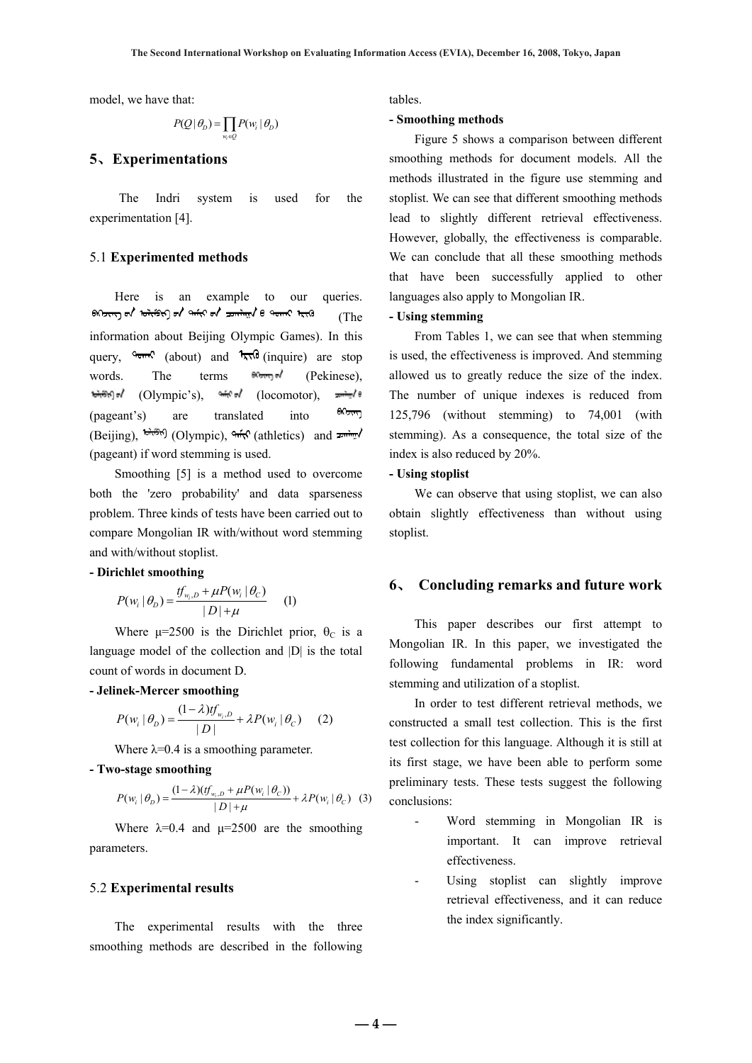model, we have that:

$$P(Q|\theta_D) = \prod_{w_i \in Q} P(w_i|\theta_D)$$

## 5、Experimentations

The Indri system is used for the experimentation [4].

### 5.1 **Experimented methods**

Here is an example to our queries. (The information about Beijing Olympic Games). In this query, (about) and (inquire) are stop words. The terms (Pekinese), (Olympic's), (locomotor), (pageant's) are translated into (Beijing), (Olympic), (athletics) and (pageant) if word stemming is used.

Smoothing [5] is a method used to overcome both the 'zero probability' and data sparseness problem. Three kinds of tests have been carried out to compare Mongolian IR with/without word stemming and with/without stoplist.

**- Dirichlet smoothing**

$$P(w_i|\theta_D) = \frac{tf_{w_i,D} + \mu P(w_i|\theta_C)}{|D| + \mu} \quad (1)$$

Where μ=2500 is the Dirichlet prior, $\theta_C$ is a language model of the collection and |D| is the total count of words in document D.

**- Jelinek-Mercer smoothing**

$$P(w_i|\theta_D) = \frac{(1-\lambda)tf_{w_i,D}}{|D|} + \lambda P(w_i|\theta_C) \quad (2)$$

Where λ=0.4 is a smoothing parameter.

**- Two-stage smoothing**

$$P(w_i|\theta_D) = \frac{(1-\lambda)(tf_{w_i,D} + \mu P(w_i|\theta_C))}{|D| + \mu} + \lambda P(w_i|\theta_C) \quad (3)$$

Where λ=0.4 and μ=2500 are the smoothing parameters.

### 5.2 **Experimental results**

The experimental results with the three smoothing methods are described in the following tables.

**- Smoothing methods**

Figure 5 shows a comparison between different smoothing methods for document models. All the methods illustrated in the figure use stemming and stoplist. We can see that different smoothing methods lead to slightly different retrieval effectiveness. However, globally, the effectiveness is comparable. We can conclude that all these smoothing methods that have been successfully applied to other languages also apply to Mongolian IR.

**- Using stemming**

From Tables 1, we can see that when stemming is used, the effectiveness is improved. And stemming allowed us to greatly reduce the size of the index. The number of unique indexes is reduced from 125,796 (without stemming) to 74,001 (with stemming). As a consequence, the total size of the index is also reduced by 20%.

**- Using stoplist**

We can observe that using stoplist, we can also obtain slightly effectiveness than without using stoplist.

## 6、 Concluding remarks and future work

This paper describes our first attempt to Mongolian IR. In this paper, we investigated the following fundamental problems in IR: word stemming and utilization of a stoplist.

In order to test different retrieval methods, we constructed a small test collection. This is the first test collection for this language. Although it is still at its first stage, we have been able to perform some preliminary tests. These tests suggest the following conclusions:

- Word stemming in Mongolian IR is important. It can improve retrieval effectiveness.
- Using stoplist can slightly improve retrieval effectiveness, and it can reduce the index significantly.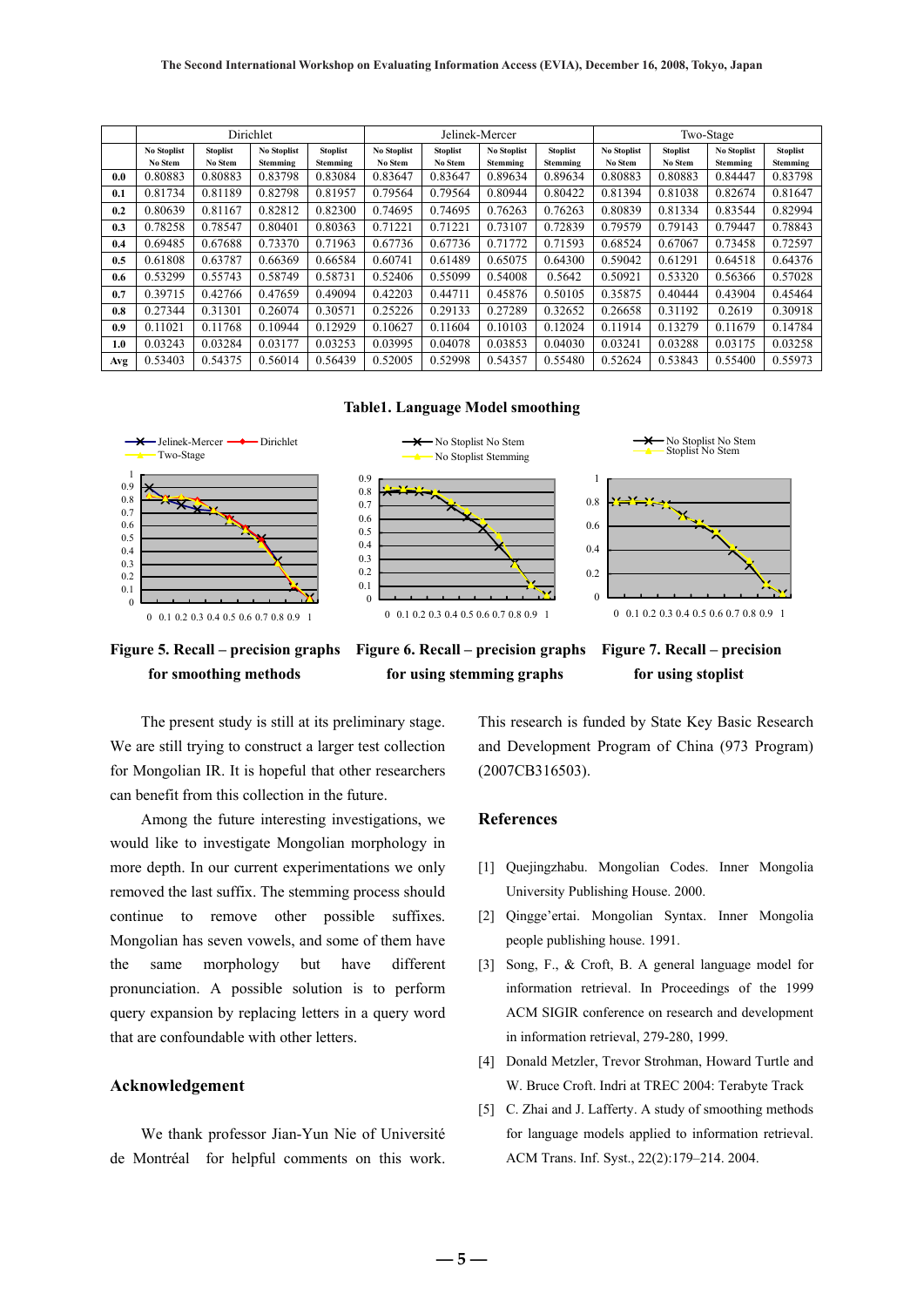| | Dirichlet | | | | Jelinek-Mercer | | | | Two-Stage | | | |
|---|---|---|---|---|---|---|---|---|---|---|---|---|
| | No Stoplist No Stem | Stoplist No Stem | No Stoplist Stemming | Stoplist Stemming | No Stoplist No Stem | Stoplist No Stem | No Stoplist Stemming | Stoplist Stemming | No Stoplist No Stem | Stoplist No Stem | No Stoplist Stemming | Stoplist Stemming |
| **0.0** | 0.80883 | 0.80883 | 0.83798 | 0.83084 | 0.83647 | 0.83647 | 0.89634 | 0.89634 | 0.80883 | 0.80883 | 0.84447 | 0.83798 |
| **0.1** | 0.81734 | 0.81189 | 0.82798 | 0.81957 | 0.79564 | 0.79564 | 0.80944 | 0.80422 | 0.81394 | 0.81038 | 0.82674 | 0.81647 |
| **0.2** | 0.80639 | 0.81167 | 0.82812 | 0.82300 | 0.74695 | 0.74695 | 0.76263 | 0.76263 | 0.80839 | 0.81334 | 0.83544 | 0.82994 |
| **0.3** | 0.78258 | 0.78547 | 0.80401 | 0.80363 | 0.71221 | 0.71221 | 0.73107 | 0.72839 | 0.79579 | 0.79143 | 0.79447 | 0.78843 |
| **0.4** | 0.69485 | 0.67688 | 0.73370 | 0.71963 | 0.67736 | 0.67736 | 0.71772 | 0.71593 | 0.68524 | 0.67067 | 0.73458 | 0.72597 |
| **0.5** | 0.61808 | 0.63787 | 0.66369 | 0.66584 | 0.60741 | 0.61489 | 0.65075 | 0.64300 | 0.59042 | 0.61291 | 0.64518 | 0.64376 |
| **0.6** | 0.53299 | 0.55743 | 0.58749 | 0.58731 | 0.52406 | 0.55099 | 0.54008 | 0.5642 | 0.50921 | 0.53320 | 0.56366 | 0.57028 |
| **0.7** | 0.39715 | 0.42766 | 0.47659 | 0.49094 | 0.42203 | 0.44711 | 0.45876 | 0.50105 | 0.35875 | 0.40444 | 0.43904 | 0.45464 |
| **0.8** | 0.27344 | 0.31301 | 0.26074 | 0.30571 | 0.25226 | 0.29133 | 0.27289 | 0.32652 | 0.26658 | 0.31192 | 0.2619 | 0.30918 |
| **0.9** | 0.11021 | 0.11768 | 0.10944 | 0.12929 | 0.10627 | 0.11604 | 0.10103 | 0.12024 | 0.11914 | 0.13279 | 0.11679 | 0.14784 |
| **1.0** | 0.03243 | 0.03284 | 0.03177 | 0.03253 | 0.03995 | 0.04078 | 0.03853 | 0.04030 | 0.03241 | 0.03288 | 0.03175 | 0.03258 |
| **Avg** | 0.53403 | 0.54375 | 0.56014 | 0.56439 | 0.52005 | 0.52998 | 0.54357 | 0.55480 | 0.52624 | 0.53843 | 0.55400 | 0.55973 |

**Table1. Language Model smoothing**

Jelinek-Mercer  Dirichlet  Two-Stage

**Figure 5. Recall – precision graphs for smoothing methods**

No Stoplist No Stem  No Stoplist Stemming

**Figure 6. Recall – precision graphs for using stemming graphs**

No Stoplist No Stem  Stoplist No Stem

**Figure 7. Recall – precision for using stoplist**

The present study is still at its preliminary stage. We are still trying to construct a larger test collection for Mongolian IR. It is hopeful that other researchers can benefit from this collection in the future.

Among the future interesting investigations, we would like to investigate Mongolian morphology in more depth. In our current experimentations we only removed the last suffix. The stemming process should continue to remove other possible suffixes. Mongolian has seven vowels, and some of them have the same morphology but have different pronunciation. A possible solution is to perform query expansion by replacing letters in a query word that are confoundable with other letters.

## Acknowledgement

We thank professor Jian-Yun Nie of Université de Montréal for helpful comments on this work. This research is funded by State Key Basic Research and Development Program of China (973 Program) (2007CB316503).

## References

[1] Quejingzhabu. Mongolian Codes. Inner Mongolia University Publishing House. 2000.

[2] Qingge'ertai. Mongolian Syntax. Inner Mongolia people publishing house. 1991.

[3] Song, F., & Croft, B. A general language model for information retrieval. In Proceedings of the 1999 ACM SIGIR conference on research and development in information retrieval, 279-280, 1999.

[4] Donald Metzler, Trevor Strohman, Howard Turtle and W. Bruce Croft. Indri at TREC 2004: Terabyte Track

[5] C. Zhai and J. Lafferty. A study of smoothing methods for language models applied to information retrieval. ACM Trans. Inf. Syst., 22(2):179–214. 2004.